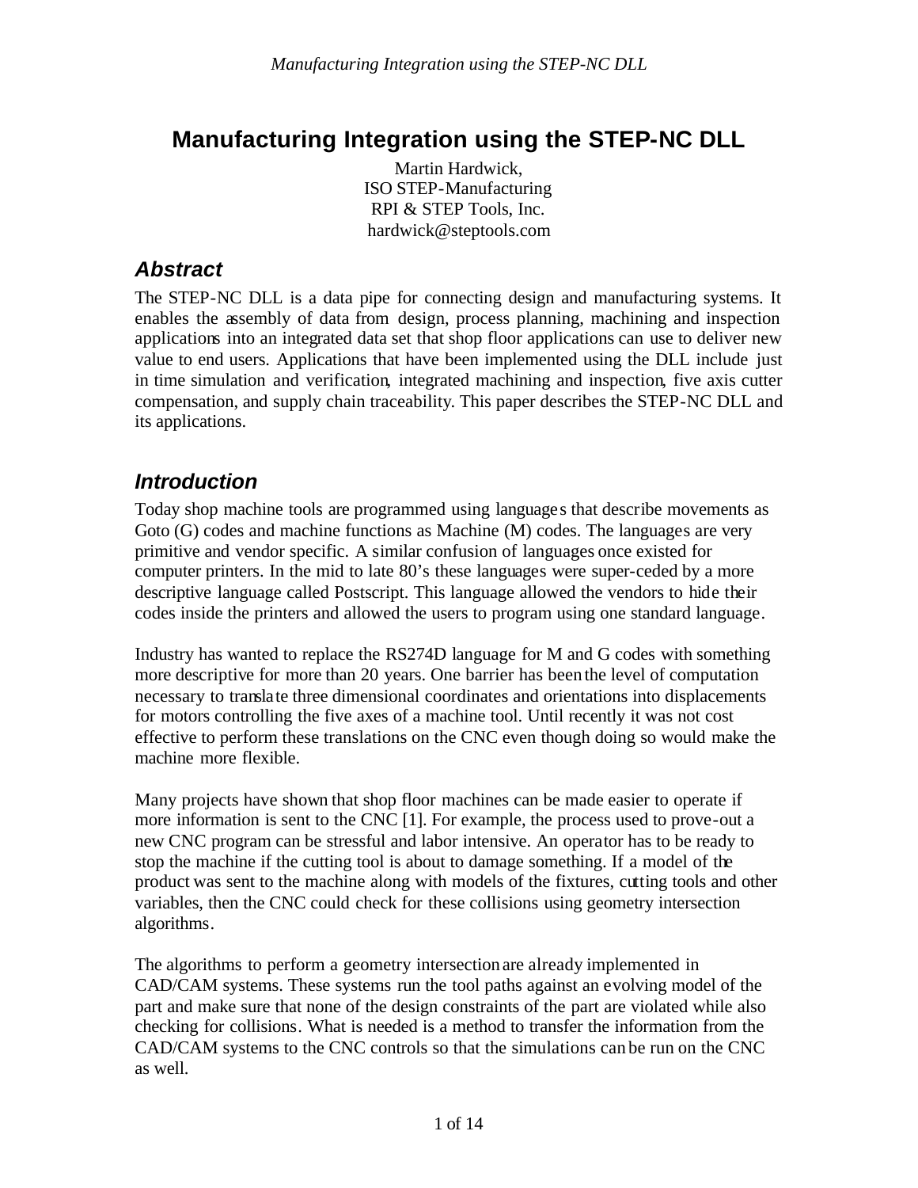# Manufacturing Integration using the STEP-NC DLL

Martin Hardwick,
ISO STEP-Manufacturing
RPI & STEP Tools, Inc.
hardwick@steptools.com

## *Abstract*

The STEP-NC DLL is a data pipe for connecting design and manufacturing systems. It enables the assembly of data from design, process planning, machining and inspection applications into an integrated data set that shop floor applications can use to deliver new value to end users. Applications that have been implemented using the DLL include just in time simulation and verification, integrated machining and inspection, five axis cutter compensation, and supply chain traceability. This paper describes the STEP-NC DLL and its applications.

## *Introduction*

Today shop machine tools are programmed using languages that describe movements as Goto (G) codes and machine functions as Machine (M) codes. The languages are very primitive and vendor specific. A similar confusion of languages once existed for computer printers. In the mid to late 80's these languages were super-ceded by a more descriptive language called Postscript. This language allowed the vendors to hide their codes inside the printers and allowed the users to program using one standard language.

Industry has wanted to replace the RS274D language for M and G codes with something more descriptive for more than 20 years. One barrier has been the level of computation necessary to translate three dimensional coordinates and orientations into displacements for motors controlling the five axes of a machine tool. Until recently it was not cost effective to perform these translations on the CNC even though doing so would make the machine more flexible.

Many projects have shown that shop floor machines can be made easier to operate if more information is sent to the CNC [1]. For example, the process used to prove-out a new CNC program can be stressful and labor intensive. An operator has to be ready to stop the machine if the cutting tool is about to damage something. If a model of the product was sent to the machine along with models of the fixtures, cutting tools and other variables, then the CNC could check for these collisions using geometry intersection algorithms.

The algorithms to perform a geometry intersection are already implemented in CAD/CAM systems. These systems run the tool paths against an evolving model of the part and make sure that none of the design constraints of the part are violated while also checking for collisions. What is needed is a method to transfer the information from the CAD/CAM systems to the CNC controls so that the simulations can be run on the CNC as well.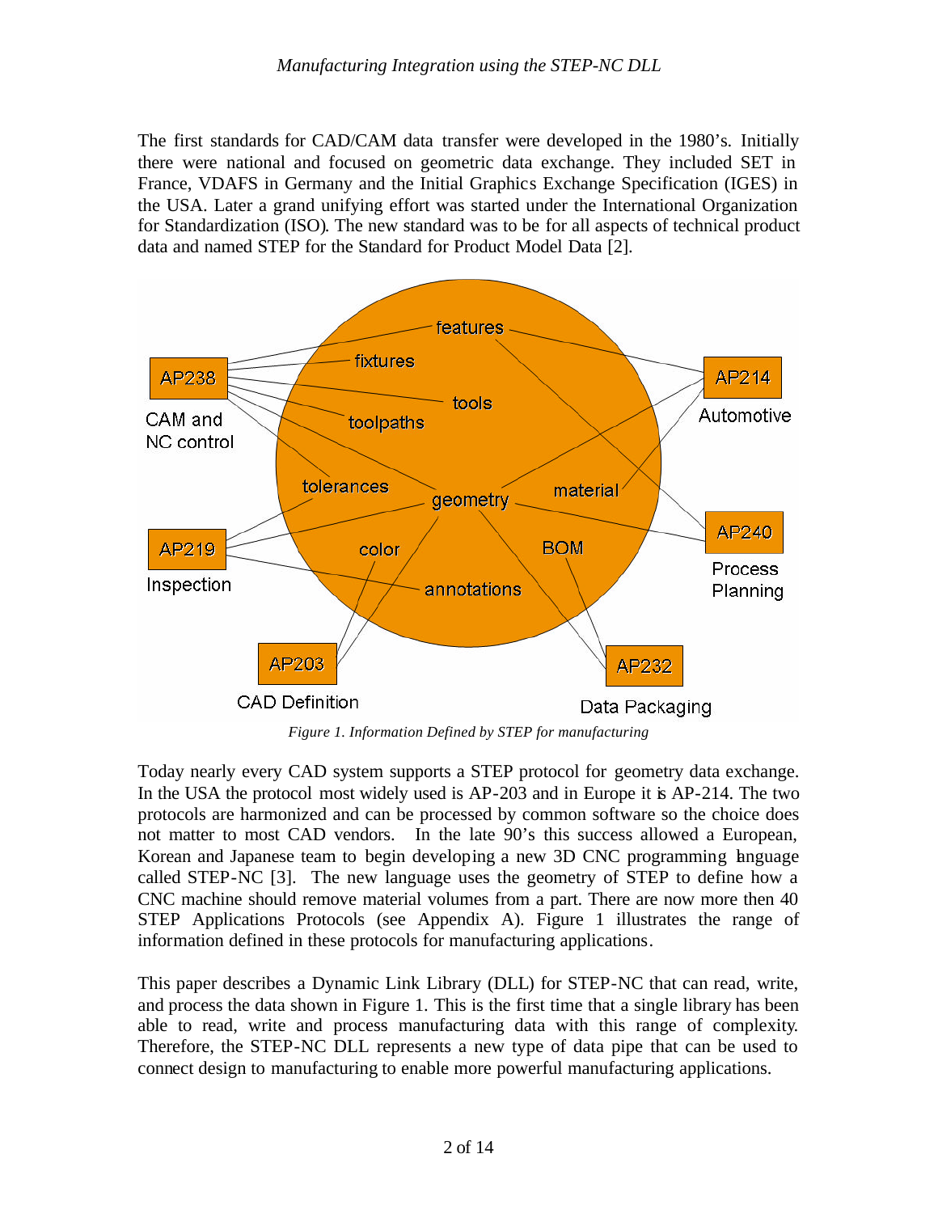The first standards for CAD/CAM data transfer were developed in the 1980's. Initially there were national and focused on geometric data exchange. They included SET in France, VDAFS in Germany and the Initial Graphics Exchange Specification (IGES) in the USA. Later a grand unifying effort was started under the International Organization for Standardization (ISO). The new standard was to be for all aspects of technical product data and named STEP for the Standard for Product Model Data [2].

*Figure 1. Information Defined by STEP for manufacturing*

Today nearly every CAD system supports a STEP protocol for geometry data exchange. In the USA the protocol most widely used is AP-203 and in Europe it is AP-214. The two protocols are harmonized and can be processed by common software so the choice does not matter to most CAD vendors. In the late 90's this success allowed a European, Korean and Japanese team to begin developing a new 3D CNC programming language called STEP-NC [3]. The new language uses the geometry of STEP to define how a CNC machine should remove material volumes from a part. There are now more then 40 STEP Applications Protocols (see Appendix A). Figure 1 illustrates the range of information defined in these protocols for manufacturing applications.

This paper describes a Dynamic Link Library (DLL) for STEP-NC that can read, write, and process the data shown in Figure 1. This is the first time that a single library has been able to read, write and process manufacturing data with this range of complexity. Therefore, the STEP-NC DLL represents a new type of data pipe that can be used to connect design to manufacturing to enable more powerful manufacturing applications.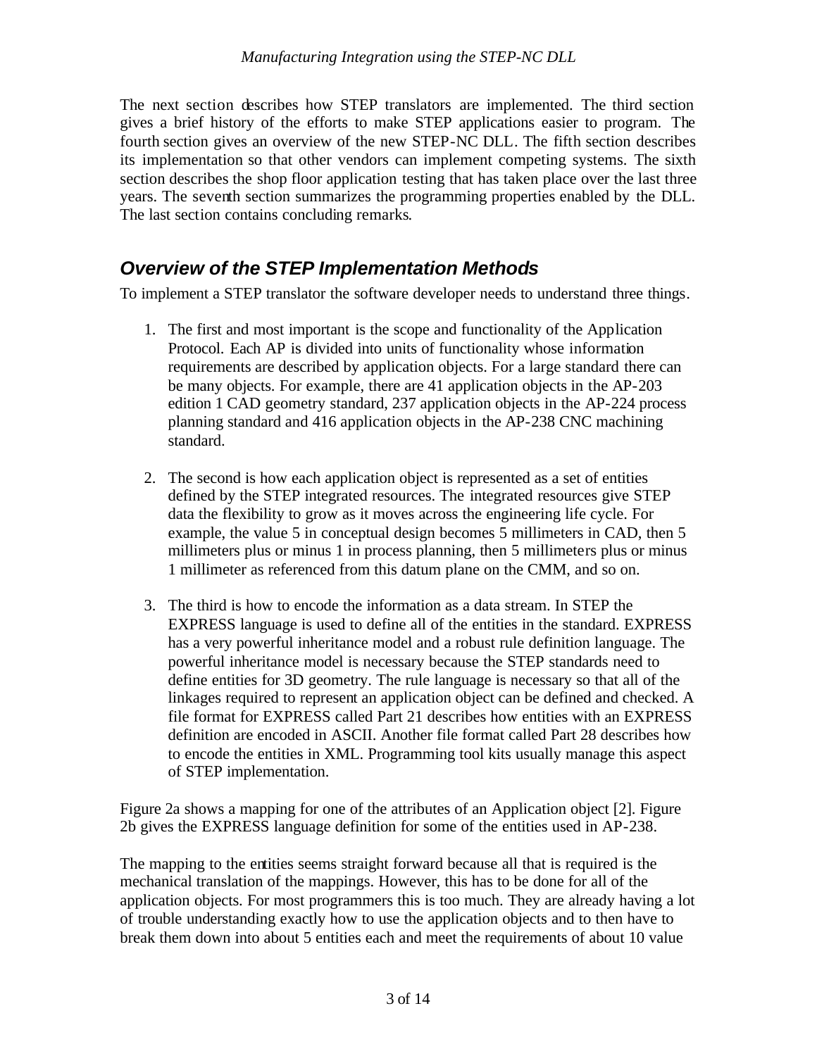The next section describes how STEP translators are implemented. The third section gives a brief history of the efforts to make STEP applications easier to program. The fourth section gives an overview of the new STEP-NC DLL. The fifth section describes its implementation so that other vendors can implement competing systems. The sixth section describes the shop floor application testing that has taken place over the last three years. The seventh section summarizes the programming properties enabled by the DLL. The last section contains concluding remarks.

## *Overview of the STEP Implementation Methods*

To implement a STEP translator the software developer needs to understand three things.

1. The first and most important is the scope and functionality of the Application Protocol. Each AP is divided into units of functionality whose information requirements are described by application objects. For a large standard there can be many objects. For example, there are 41 application objects in the AP-203 edition 1 CAD geometry standard, 237 application objects in the AP-224 process planning standard and 416 application objects in the AP-238 CNC machining standard.

2. The second is how each application object is represented as a set of entities defined by the STEP integrated resources. The integrated resources give STEP data the flexibility to grow as it moves across the engineering life cycle. For example, the value 5 in conceptual design becomes 5 millimeters in CAD, then 5 millimeters plus or minus 1 in process planning, then 5 millimeters plus or minus 1 millimeter as referenced from this datum plane on the CMM, and so on.

3. The third is how to encode the information as a data stream. In STEP the EXPRESS language is used to define all of the entities in the standard. EXPRESS has a very powerful inheritance model and a robust rule definition language. The powerful inheritance model is necessary because the STEP standards need to define entities for 3D geometry. The rule language is necessary so that all of the linkages required to represent an application object can be defined and checked. A file format for EXPRESS called Part 21 describes how entities with an EXPRESS definition are encoded in ASCII. Another file format called Part 28 describes how to encode the entities in XML. Programming tool kits usually manage this aspect of STEP implementation.

Figure 2a shows a mapping for one of the attributes of an Application object [2]. Figure 2b gives the EXPRESS language definition for some of the entities used in AP-238.

The mapping to the entities seems straight forward because all that is required is the mechanical translation of the mappings. However, this has to be done for all of the application objects. For most programmers this is too much. They are already having a lot of trouble understanding exactly how to use the application objects and to then have to break them down into about 5 entities each and meet the requirements of about 10 value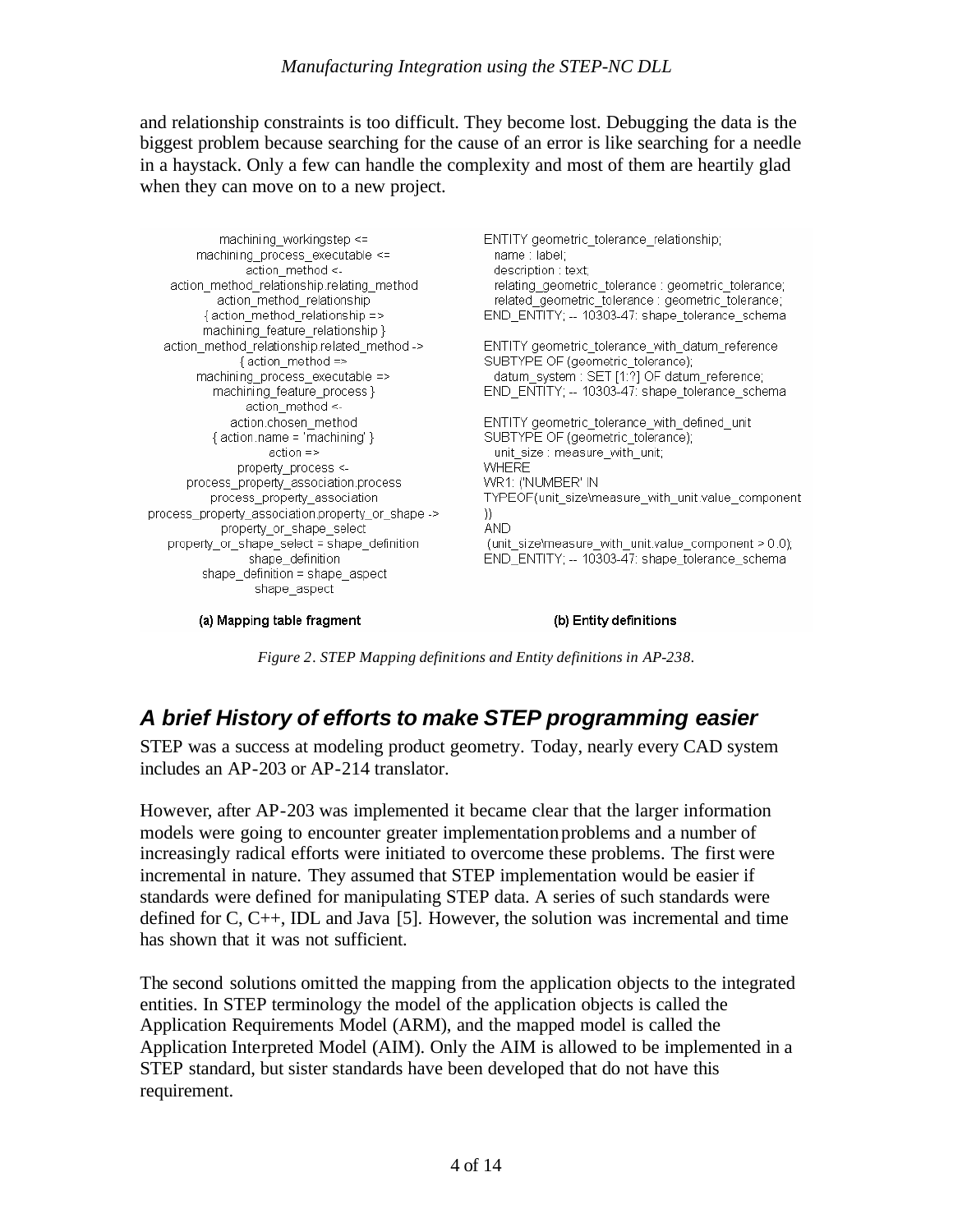and relationship constraints is too difficult. They become lost. Debugging the data is the biggest problem because searching for the cause of an error is like searching for a needle in a haystack. Only a few can handle the complexity and most of them are heartily glad when they can move on to a new project.

```
machining_workingstep <=
machining_process_executable <=
action_method <-
action_method_relationship.relating_method
action_method_relationship
{ action_method_relationship =>
machining_feature_relationship }
action_method_relationship.related_method ->
{ action_method =>
machining_process_executable =>
machining_feature_process }
action_method <-
action.chosen_method
{ action.name = 'machining' }
action =>
property_process <-
process_property_association.process
process_property_association
process_property_association.property_or_shape ->
property_or_shape_select
property_or_shape_select = shape_definition
shape_definition
shape_definition = shape_aspect
shape_aspect
```

(a) Mapping table fragment

```
ENTITY geometric_tolerance_relationship;
  name : label;
  description : text;
  relating_geometric_tolerance : geometric_tolerance;
  related_geometric_tolerance : geometric_tolerance;
END_ENTITY; -- 10303-47: shape_tolerance_schema

ENTITY geometric_tolerance_with_datum_reference
SUBTYPE OF (geometric_tolerance);
  datum_system : SET [1:?] OF datum_reference;
END_ENTITY; -- 10303-47: shape_tolerance_schema

ENTITY geometric_tolerance_with_defined_unit
SUBTYPE OF (geometric_tolerance);
  unit_size : measure_with_unit;
WHERE
WR1: ('NUMBER' IN
TYPEOF(unit_size\measure_with_unit.value_component
))
AND
 (unit_size\measure_with_unit.value_component > 0.0);
END_ENTITY; -- 10303-47: shape_tolerance_schema
```

(b) Entity definitions

*Figure 2. STEP Mapping definitions and Entity definitions in AP-238.*

## *A brief History of efforts to make STEP programming easier*

STEP was a success at modeling product geometry. Today, nearly every CAD system includes an AP-203 or AP-214 translator.

However, after AP-203 was implemented it became clear that the larger information models were going to encounter greater implementation problems and a number of increasingly radical efforts were initiated to overcome these problems. The first were incremental in nature. They assumed that STEP implementation would be easier if standards were defined for manipulating STEP data. A series of such standards were defined for C, C++, IDL and Java [5]. However, the solution was incremental and time has shown that it was not sufficient.

The second solutions omitted the mapping from the application objects to the integrated entities. In STEP terminology the model of the application objects is called the Application Requirements Model (ARM), and the mapped model is called the Application Interpreted Model (AIM). Only the AIM is allowed to be implemented in a STEP standard, but sister standards have been developed that do not have this requirement.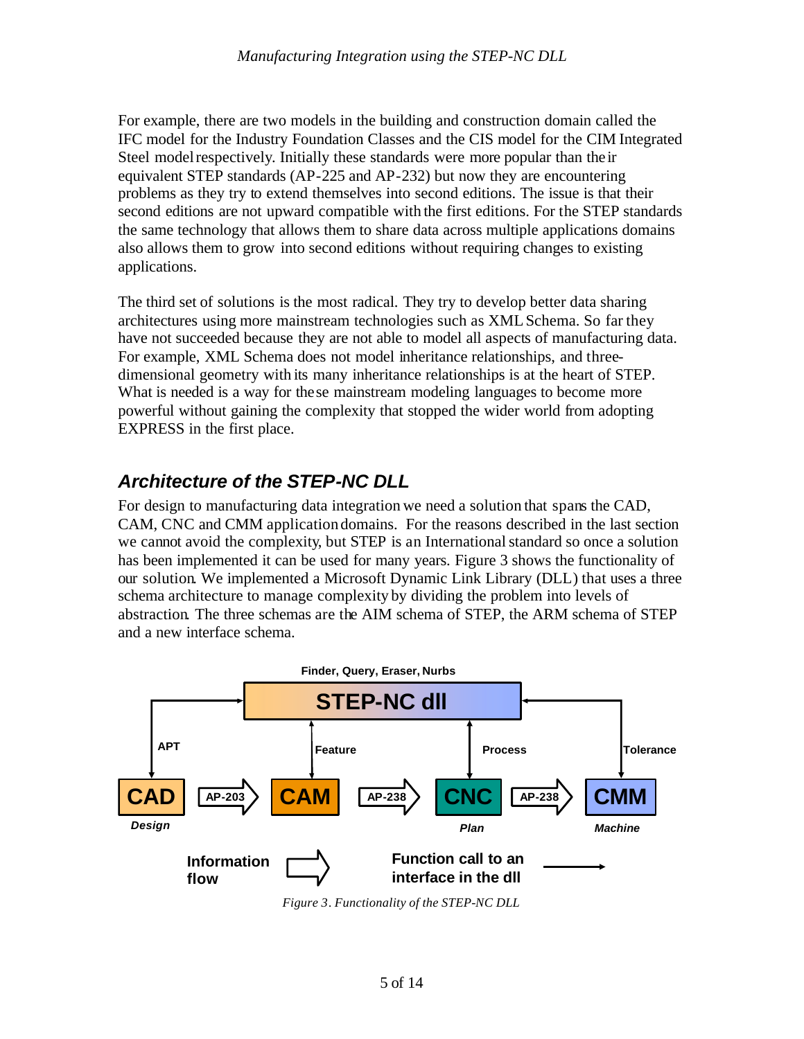For example, there are two models in the building and construction domain called the IFC model for the Industry Foundation Classes and the CIS model for the CIM Integrated Steel model respectively. Initially these standards were more popular than their equivalent STEP standards (AP-225 and AP-232) but now they are encountering problems as they try to extend themselves into second editions. The issue is that their second editions are not upward compatible with the first editions. For the STEP standards the same technology that allows them to share data across multiple applications domains also allows them to grow into second editions without requiring changes to existing applications.

The third set of solutions is the most radical. They try to develop better data sharing architectures using more mainstream technologies such as XML Schema. So far they have not succeeded because they are not able to model all aspects of manufacturing data. For example, XML Schema does not model inheritance relationships, and three-dimensional geometry with its many inheritance relationships is at the heart of STEP. What is needed is a way for these mainstream modeling languages to become more powerful without gaining the complexity that stopped the wider world from adopting EXPRESS in the first place.

## *Architecture of the STEP-NC DLL*

For design to manufacturing data integration we need a solution that spans the CAD, CAM, CNC and CMM application domains. For the reasons described in the last section we cannot avoid the complexity, but STEP is an International standard so once a solution has been implemented it can be used for many years. Figure 3 shows the functionality of our solution. We implemented a Microsoft Dynamic Link Library (DLL) that uses a three schema architecture to manage complexity by dividing the problem into levels of abstraction. The three schemas are the AIM schema of STEP, the ARM schema of STEP and a new interface schema.

Finder, Query, Eraser, Nurbs

STEP-NC dll

APT — Feature — Process — Tolerance

CAD (Design) → AP-203 → CAM → AP-238 → CNC (Plan) → AP-238 → CMM (Machine)

Information flow ⇨ Function call to an interface in the dll →

*Figure 3. Functionality of the STEP-NC DLL*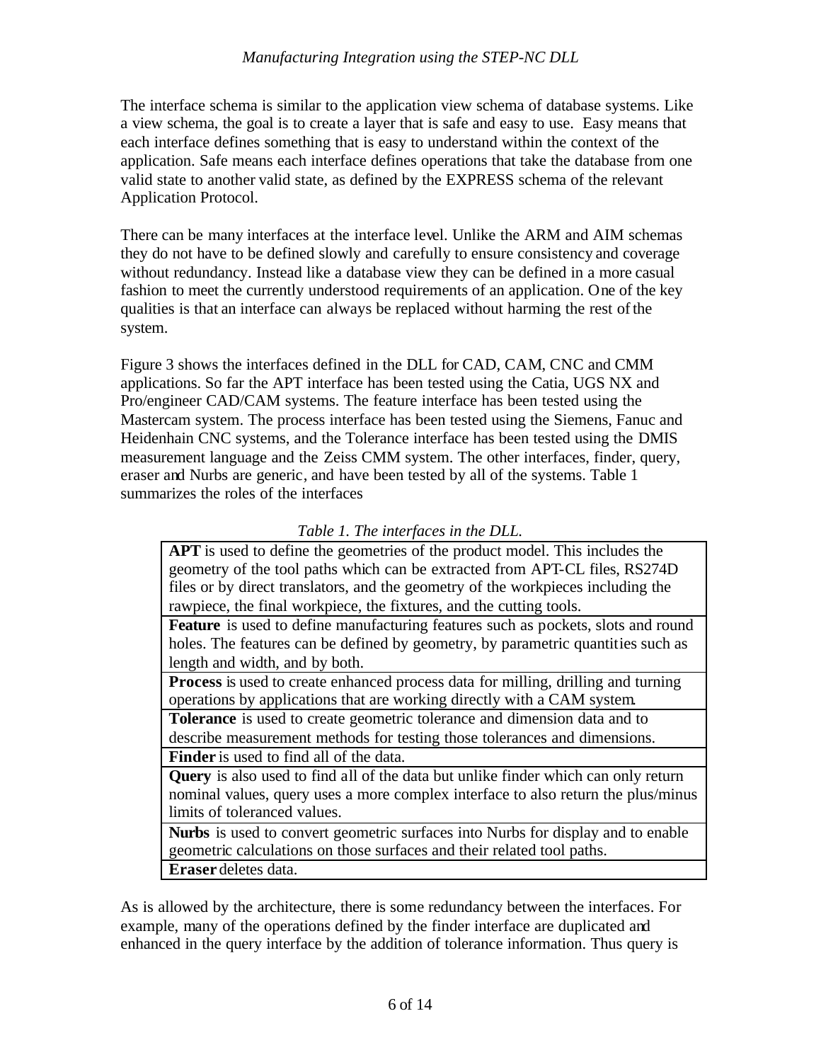The interface schema is similar to the application view schema of database systems. Like a view schema, the goal is to create a layer that is safe and easy to use. Easy means that each interface defines something that is easy to understand within the context of the application. Safe means each interface defines operations that take the database from one valid state to another valid state, as defined by the EXPRESS schema of the relevant Application Protocol.

There can be many interfaces at the interface level. Unlike the ARM and AIM schemas they do not have to be defined slowly and carefully to ensure consistency and coverage without redundancy. Instead like a database view they can be defined in a more casual fashion to meet the currently understood requirements of an application. One of the key qualities is that an interface can always be replaced without harming the rest of the system.

Figure 3 shows the interfaces defined in the DLL for CAD, CAM, CNC and CMM applications. So far the APT interface has been tested using the Catia, UGS NX and Pro/engineer CAD/CAM systems. The feature interface has been tested using the Mastercam system. The process interface has been tested using the Siemens, Fanuc and Heidenhain CNC systems, and the Tolerance interface has been tested using the DMIS measurement language and the Zeiss CMM system. The other interfaces, finder, query, eraser and Nurbs are generic, and have been tested by all of the systems. Table 1 summarizes the roles of the interfaces

*Table 1. The interfaces in the DLL.*

| |
|---|
| **APT** is used to define the geometries of the product model. This includes the geometry of the tool paths which can be extracted from APT-CL files, RS274D files or by direct translators, and the geometry of the workpieces including the rawpiece, the final workpiece, the fixtures, and the cutting tools. |
| **Feature** is used to define manufacturing features such as pockets, slots and round holes. The features can be defined by geometry, by parametric quantities such as length and width, and by both. |
| **Process** is used to create enhanced process data for milling, drilling and turning operations by applications that are working directly with a CAM system. |
| **Tolerance** is used to create geometric tolerance and dimension data and to describe measurement methods for testing those tolerances and dimensions. |
| **Finder** is used to find all of the data. |
| **Query** is also used to find all of the data but unlike finder which can only return nominal values, query uses a more complex interface to also return the plus/minus limits of toleranced values. |
| **Nurbs** is used to convert geometric surfaces into Nurbs for display and to enable geometric calculations on those surfaces and their related tool paths. |
| **Eraser** deletes data. |

As is allowed by the architecture, there is some redundancy between the interfaces. For example, many of the operations defined by the finder interface are duplicated and enhanced in the query interface by the addition of tolerance information. Thus query is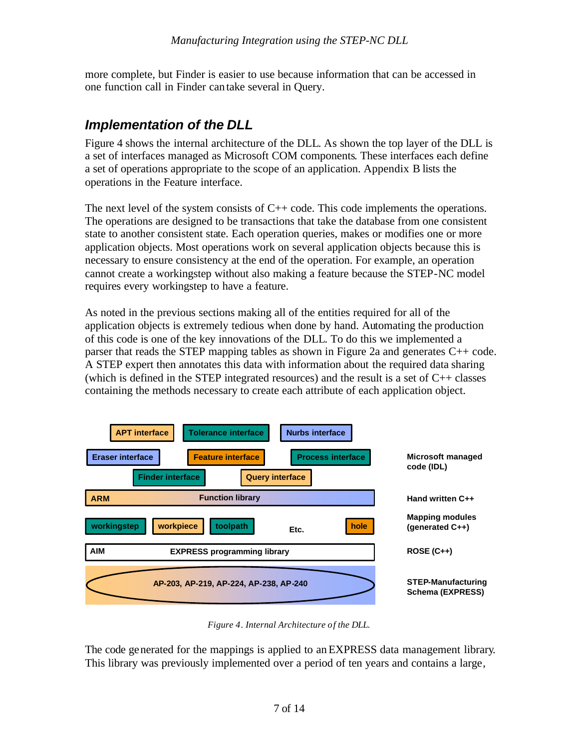more complete, but Finder is easier to use because information that can be accessed in one function call in Finder can take several in Query.

## Implementation of the DLL

Figure 4 shows the internal architecture of the DLL. As shown the top layer of the DLL is a set of interfaces managed as Microsoft COM components. These interfaces each define a set of operations appropriate to the scope of an application. Appendix B lists the operations in the Feature interface.

The next level of the system consists of C++ code. This code implements the operations. The operations are designed to be transactions that take the database from one consistent state to another consistent state. Each operation queries, makes or modifies one or more application objects. Most operations work on several application objects because this is necessary to ensure consistency at the end of the operation. For example, an operation cannot create a workingstep without also making a feature because the STEP-NC model requires every workingstep to have a feature.

As noted in the previous sections making all of the entities required for all of the application objects is extremely tedious when done by hand. Automating the production of this code is one of the key innovations of the DLL. To do this we implemented a parser that reads the STEP mapping tables as shown in Figure 2a and generates C++ code. A STEP expert then annotates this data with information about the required data sharing (which is defined in the STEP integrated resources) and the result is a set of C++ classes containing the methods necessary to create each attribute of each application object.

APT interface | Tolerance interface | Nurbs interface
Eraser interface | Feature interface | Process interface
Finder interface | Query interface — Microsoft managed code (IDL)

ARM — Function library — Hand written C++

workingstep | workpiece | toolpath | Etc. | hole — Mapping modules (generated C++)

AIM — EXPRESS programming library — ROSE (C++)

AP-203, AP-219, AP-224, AP-238, AP-240 — STEP-Manufacturing Schema (EXPRESS)

*Figure 4. Internal Architecture of the DLL.*

The code generated for the mappings is applied to an EXPRESS data management library. This library was previously implemented over a period of ten years and contains a large,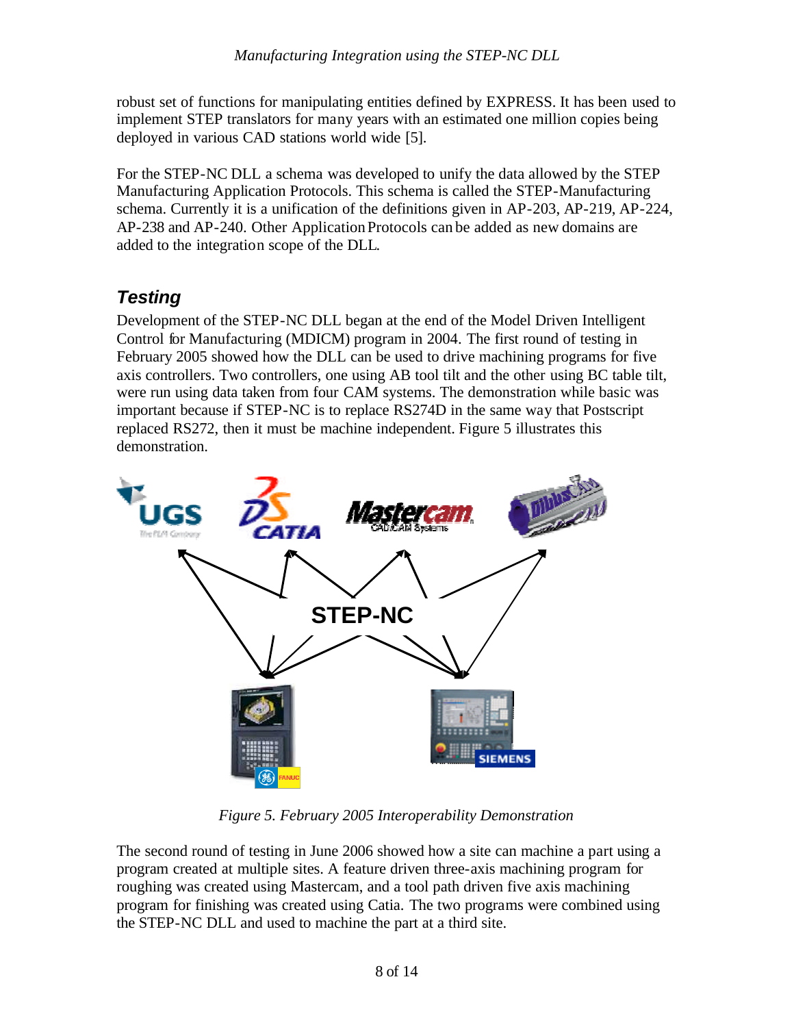robust set of functions for manipulating entities defined by EXPRESS. It has been used to implement STEP translators for many years with an estimated one million copies being deployed in various CAD stations world wide [5].

For the STEP-NC DLL a schema was developed to unify the data allowed by the STEP Manufacturing Application Protocols. This schema is called the STEP-Manufacturing schema. Currently it is a unification of the definitions given in AP-203, AP-219, AP-224, AP-238 and AP-240. Other Application Protocols can be added as new domains are added to the integration scope of the DLL.

## Testing

Development of the STEP-NC DLL began at the end of the Model Driven Intelligent Control for Manufacturing (MDICM) program in 2004. The first round of testing in February 2005 showed how the DLL can be used to drive machining programs for five axis controllers. Two controllers, one using AB tool tilt and the other using BC table tilt, were run using data taken from four CAM systems. The demonstration while basic was important because if STEP-NC is to replace RS274D in the same way that Postscript replaced RS272, then it must be machine independent. Figure 5 illustrates this demonstration.

*Figure 5. February 2005 Interoperability Demonstration*

The second round of testing in June 2006 showed how a site can machine a part using a program created at multiple sites. A feature driven three-axis machining program for roughing was created using Mastercam, and a tool path driven five axis machining program for finishing was created using Catia. The two programs were combined using the STEP-NC DLL and used to machine the part at a third site.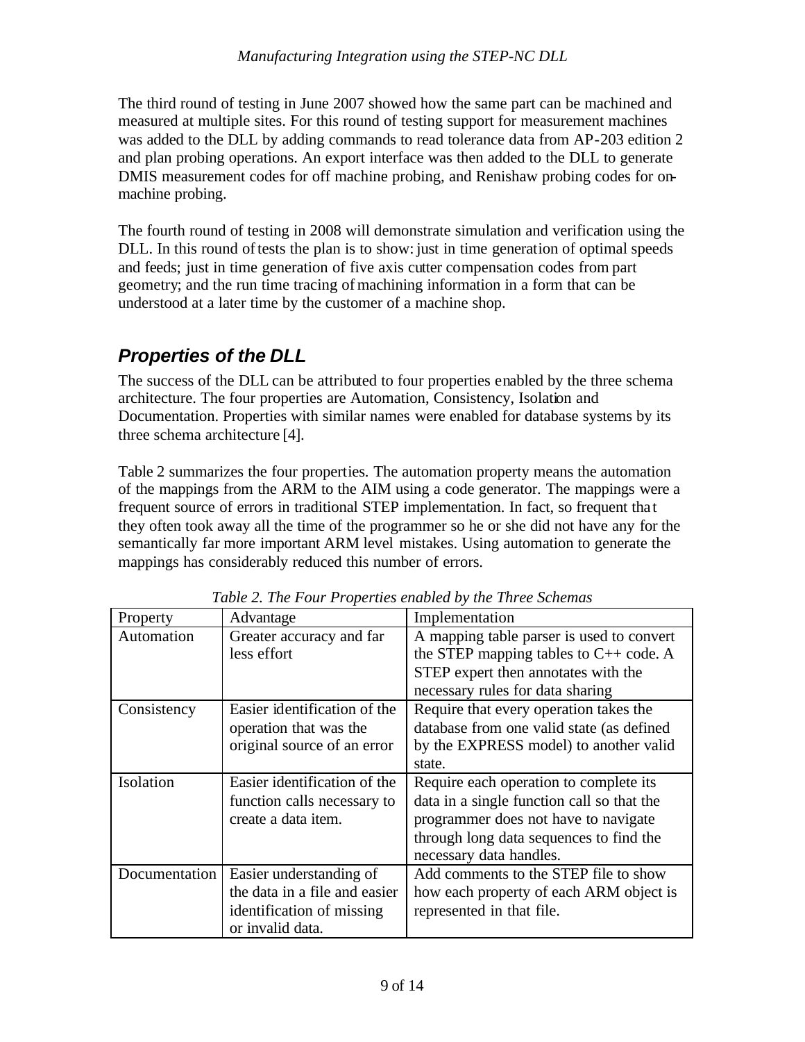The third round of testing in June 2007 showed how the same part can be machined and measured at multiple sites. For this round of testing support for measurement machines was added to the DLL by adding commands to read tolerance data from AP-203 edition 2 and plan probing operations. An export interface was then added to the DLL to generate DMIS measurement codes for off machine probing, and Renishaw probing codes for on-machine probing.

The fourth round of testing in 2008 will demonstrate simulation and verification using the DLL. In this round of tests the plan is to show: just in time generation of optimal speeds and feeds; just in time generation of five axis cutter compensation codes from part geometry; and the run time tracing of machining information in a form that can be understood at a later time by the customer of a machine shop.

## *Properties of the DLL*

The success of the DLL can be attributed to four properties enabled by the three schema architecture. The four properties are Automation, Consistency, Isolation and Documentation. Properties with similar names were enabled for database systems by its three schema architecture [4].

Table 2 summarizes the four properties. The automation property means the automation of the mappings from the ARM to the AIM using a code generator. The mappings were a frequent source of errors in traditional STEP implementation. In fact, so frequent that they often took away all the time of the programmer so he or she did not have any for the semantically far more important ARM level mistakes. Using automation to generate the mappings has considerably reduced this number of errors.

*Table 2. The Four Properties enabled by the Three Schemas*

| Property | Advantage | Implementation |
|---|---|---|
| Automation | Greater accuracy and far less effort | A mapping table parser is used to convert the STEP mapping tables to C++ code. A STEP expert then annotates with the necessary rules for data sharing |
| Consistency | Easier identification of the operation that was the original source of an error | Require that every operation takes the database from one valid state (as defined by the EXPRESS model) to another valid state. |
| Isolation | Easier identification of the function calls necessary to create a data item. | Require each operation to complete its data in a single function call so that the programmer does not have to navigate through long data sequences to find the necessary data handles. |
| Documentation | Easier understanding of the data in a file and easier identification of missing or invalid data. | Add comments to the STEP file to show how each property of each ARM object is represented in that file. |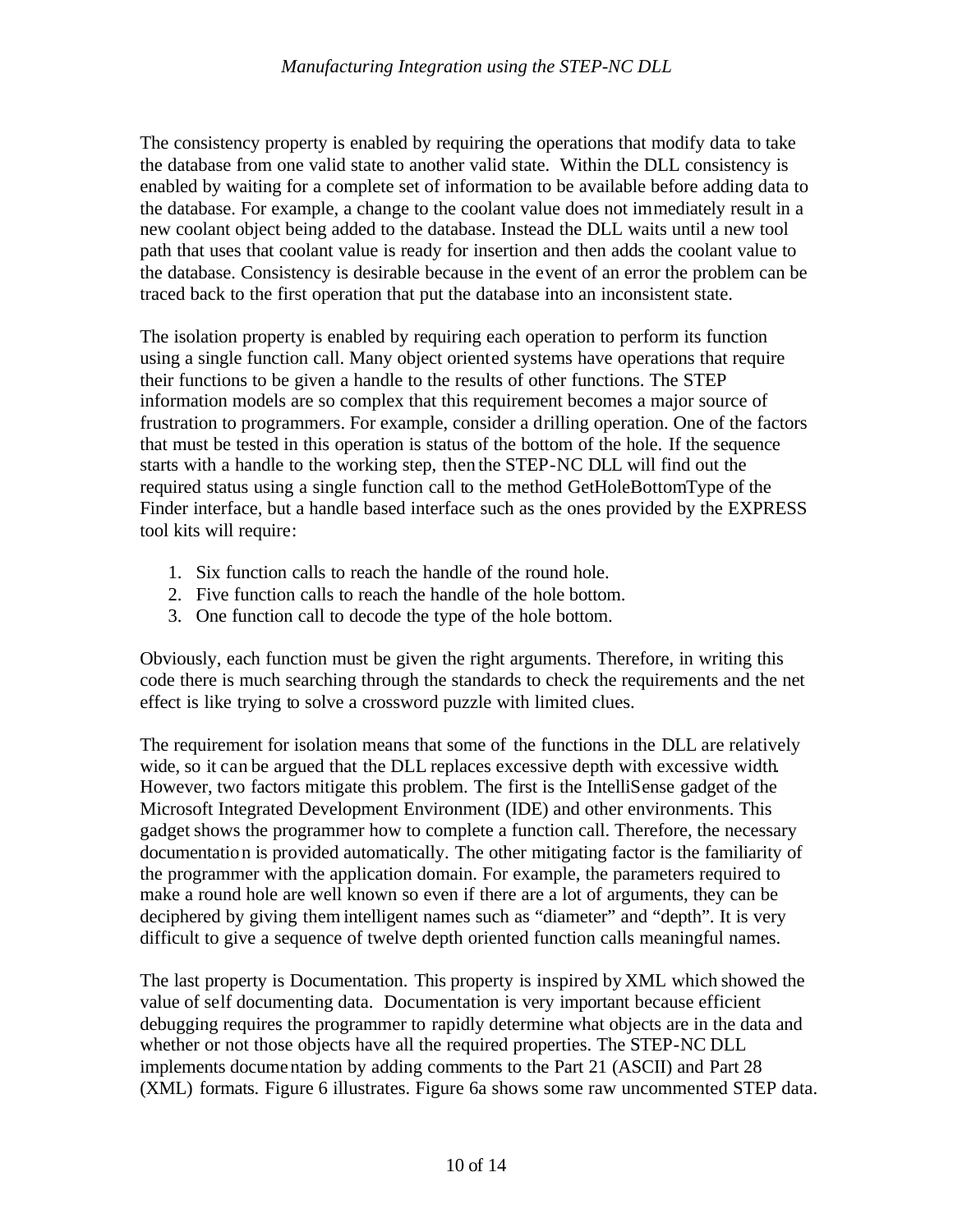The consistency property is enabled by requiring the operations that modify data to take the database from one valid state to another valid state. Within the DLL consistency is enabled by waiting for a complete set of information to be available before adding data to the database. For example, a change to the coolant value does not immediately result in a new coolant object being added to the database. Instead the DLL waits until a new tool path that uses that coolant value is ready for insertion and then adds the coolant value to the database. Consistency is desirable because in the event of an error the problem can be traced back to the first operation that put the database into an inconsistent state.

The isolation property is enabled by requiring each operation to perform its function using a single function call. Many object oriented systems have operations that require their functions to be given a handle to the results of other functions. The STEP information models are so complex that this requirement becomes a major source of frustration to programmers. For example, consider a drilling operation. One of the factors that must be tested in this operation is status of the bottom of the hole. If the sequence starts with a handle to the working step, then the STEP-NC DLL will find out the required status using a single function call to the method GetHoleBottomType of the Finder interface, but a handle based interface such as the ones provided by the EXPRESS tool kits will require:

1. Six function calls to reach the handle of the round hole.
2. Five function calls to reach the handle of the hole bottom.
3. One function call to decode the type of the hole bottom.

Obviously, each function must be given the right arguments. Therefore, in writing this code there is much searching through the standards to check the requirements and the net effect is like trying to solve a crossword puzzle with limited clues.

The requirement for isolation means that some of the functions in the DLL are relatively wide, so it can be argued that the DLL replaces excessive depth with excessive width. However, two factors mitigate this problem. The first is the IntelliSense gadget of the Microsoft Integrated Development Environment (IDE) and other environments. This gadget shows the programmer how to complete a function call. Therefore, the necessary documentation is provided automatically. The other mitigating factor is the familiarity of the programmer with the application domain. For example, the parameters required to make a round hole are well known so even if there are a lot of arguments, they can be deciphered by giving them intelligent names such as "diameter" and "depth". It is very difficult to give a sequence of twelve depth oriented function calls meaningful names.

The last property is Documentation. This property is inspired by XML which showed the value of self documenting data. Documentation is very important because efficient debugging requires the programmer to rapidly determine what objects are in the data and whether or not those objects have all the required properties. The STEP-NC DLL implements documentation by adding comments to the Part 21 (ASCII) and Part 28 (XML) formats. Figure 6 illustrates. Figure 6a shows some raw uncommented STEP data.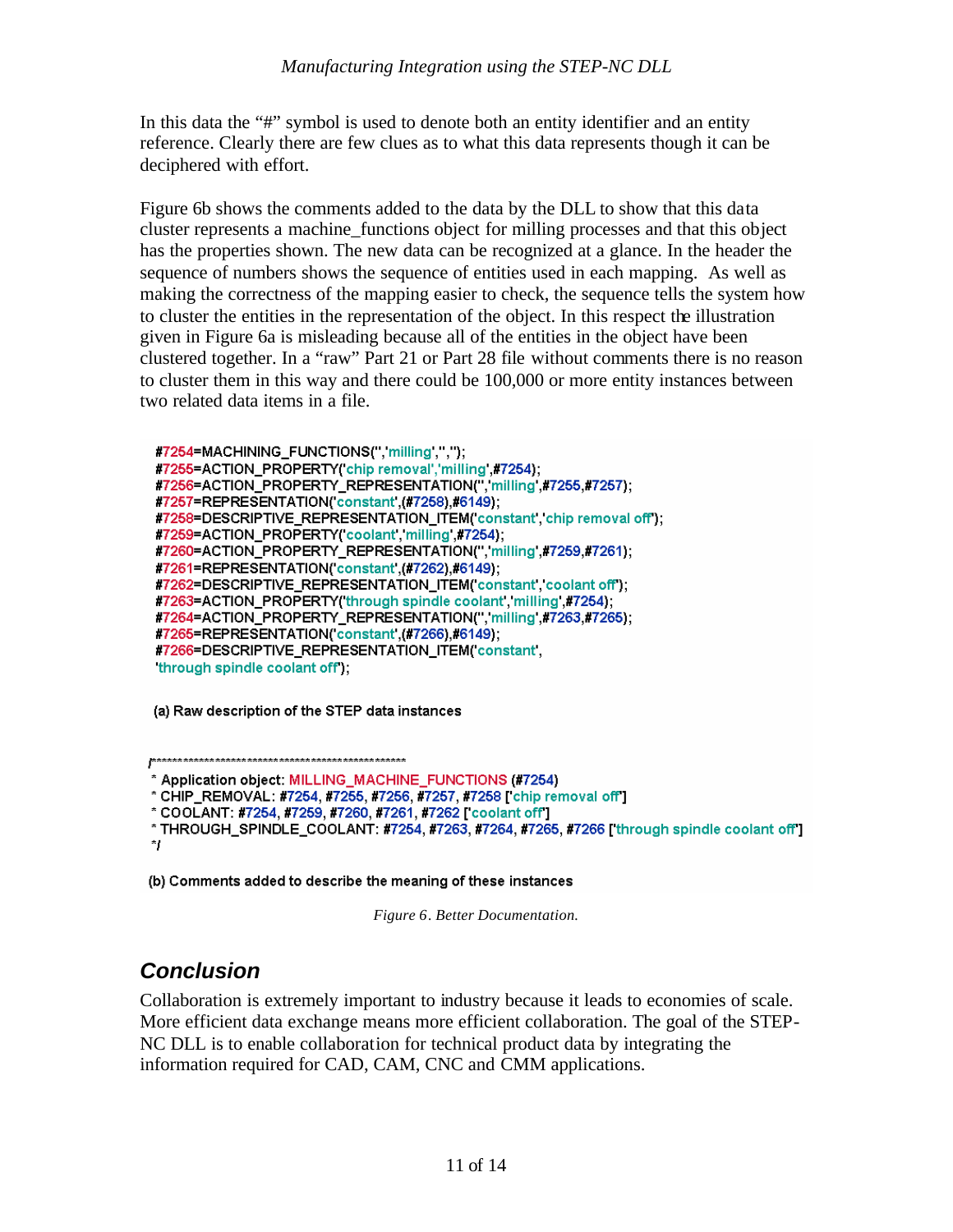In this data the "#" symbol is used to denote both an entity identifier and an entity reference. Clearly there are few clues as to what this data represents though it can be deciphered with effort.

Figure 6b shows the comments added to the data by the DLL to show that this data cluster represents a machine_functions object for milling processes and that this object has the properties shown. The new data can be recognized at a glance. In the header the sequence of numbers shows the sequence of entities used in each mapping. As well as making the correctness of the mapping easier to check, the sequence tells the system how to cluster the entities in the representation of the object. In this respect the illustration given in Figure 6a is misleading because all of the entities in the object have been clustered together. In a "raw" Part 21 or Part 28 file without comments there is no reason to cluster them in this way and there could be 100,000 or more entity instances between two related data items in a file.

```
#7254=MACHINING_FUNCTIONS('','milling','','');
#7255=ACTION_PROPERTY('chip removal','milling',#7254);
#7256=ACTION_PROPERTY_REPRESENTATION('','milling',#7255,#7257);
#7257=REPRESENTATION('constant',(#7258),#6149);
#7258=DESCRIPTIVE_REPRESENTATION_ITEM('constant','chip removal off');
#7259=ACTION_PROPERTY('coolant','milling',#7254);
#7260=ACTION_PROPERTY_REPRESENTATION('','milling',#7259,#7261);
#7261=REPRESENTATION('constant',(#7262),#6149);
#7262=DESCRIPTIVE_REPRESENTATION_ITEM('constant','coolant off');
#7263=ACTION_PROPERTY('through spindle coolant','milling',#7254);
#7264=ACTION_PROPERTY_REPRESENTATION('','milling',#7263,#7265);
#7265=REPRESENTATION('constant',(#7266),#6149);
#7266=DESCRIPTIVE_REPRESENTATION_ITEM('constant',
'through spindle coolant off');
```

(a) Raw description of the STEP data instances

```
/*************************************************
 * Application object: MILLING_MACHINE_FUNCTIONS (#7254)
 * CHIP_REMOVAL: #7254, #7255, #7256, #7257, #7258 ['chip removal off']
 * COOLANT: #7254, #7259, #7260, #7261, #7262 ['coolant off']
 * THROUGH_SPINDLE_COOLANT: #7254, #7263, #7264, #7265, #7266 ['through spindle coolant off']
 */
```

(b) Comments added to describe the meaning of these instances

*Figure 6. Better Documentation.*

## Conclusion

Collaboration is extremely important to industry because it leads to economies of scale. More efficient data exchange means more efficient collaboration. The goal of the STEP-NC DLL is to enable collaboration for technical product data by integrating the information required for CAD, CAM, CNC and CMM applications.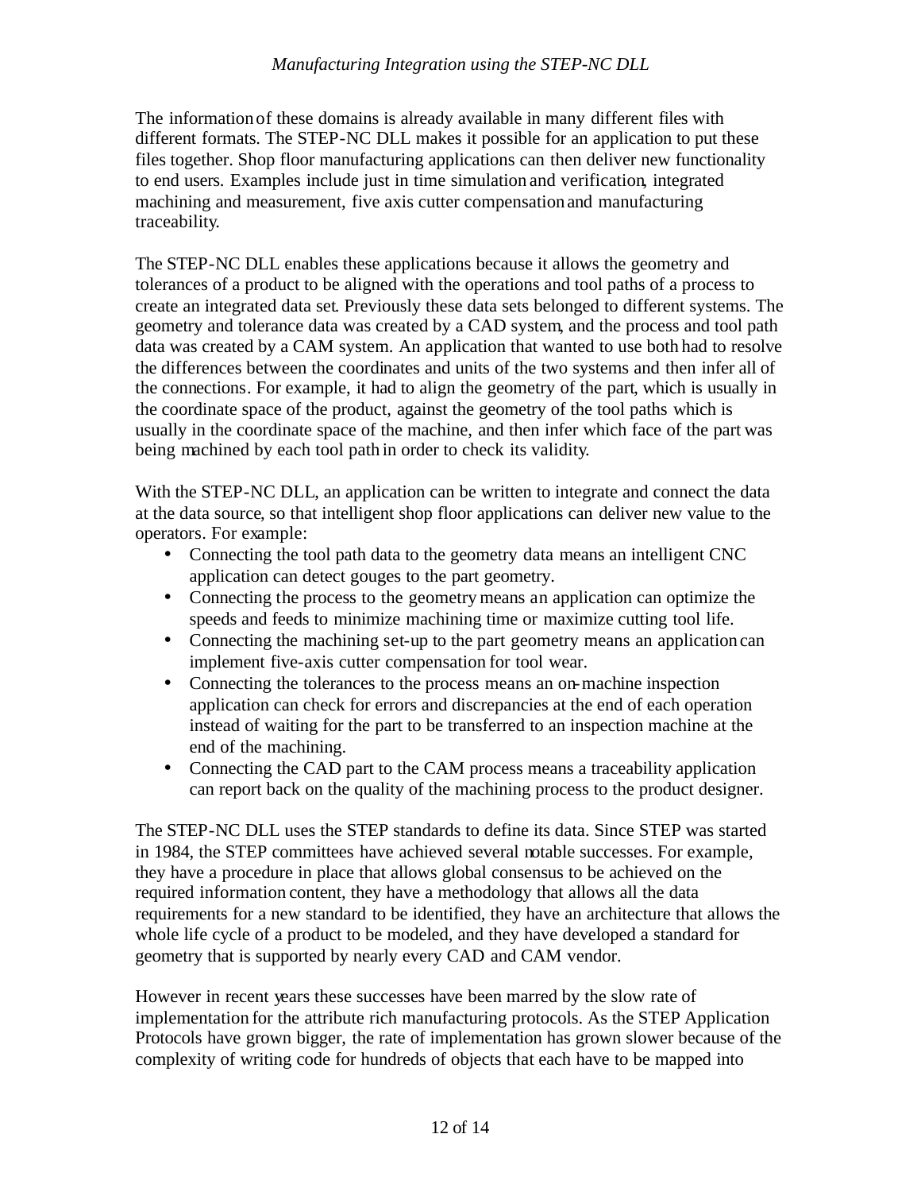The information of these domains is already available in many different files with different formats. The STEP-NC DLL makes it possible for an application to put these files together. Shop floor manufacturing applications can then deliver new functionality to end users. Examples include just in time simulation and verification, integrated machining and measurement, five axis cutter compensation and manufacturing traceability.

The STEP-NC DLL enables these applications because it allows the geometry and tolerances of a product to be aligned with the operations and tool paths of a process to create an integrated data set. Previously these data sets belonged to different systems. The geometry and tolerance data was created by a CAD system, and the process and tool path data was created by a CAM system. An application that wanted to use both had to resolve the differences between the coordinates and units of the two systems and then infer all of the connections. For example, it had to align the geometry of the part, which is usually in the coordinate space of the product, against the geometry of the tool paths which is usually in the coordinate space of the machine, and then infer which face of the part was being machined by each tool path in order to check its validity.

With the STEP-NC DLL, an application can be written to integrate and connect the data at the data source, so that intelligent shop floor applications can deliver new value to the operators. For example:

- Connecting the tool path data to the geometry data means an intelligent CNC application can detect gouges to the part geometry.
- Connecting the process to the geometry means an application can optimize the speeds and feeds to minimize machining time or maximize cutting tool life.
- Connecting the machining set-up to the part geometry means an application can implement five-axis cutter compensation for tool wear.
- Connecting the tolerances to the process means an on-machine inspection application can check for errors and discrepancies at the end of each operation instead of waiting for the part to be transferred to an inspection machine at the end of the machining.
- Connecting the CAD part to the CAM process means a traceability application can report back on the quality of the machining process to the product designer.

The STEP-NC DLL uses the STEP standards to define its data. Since STEP was started in 1984, the STEP committees have achieved several notable successes. For example, they have a procedure in place that allows global consensus to be achieved on the required information content, they have a methodology that allows all the data requirements for a new standard to be identified, they have an architecture that allows the whole life cycle of a product to be modeled, and they have developed a standard for geometry that is supported by nearly every CAD and CAM vendor.

However in recent years these successes have been marred by the slow rate of implementation for the attribute rich manufacturing protocols. As the STEP Application Protocols have grown bigger, the rate of implementation has grown slower because of the complexity of writing code for hundreds of objects that each have to be mapped into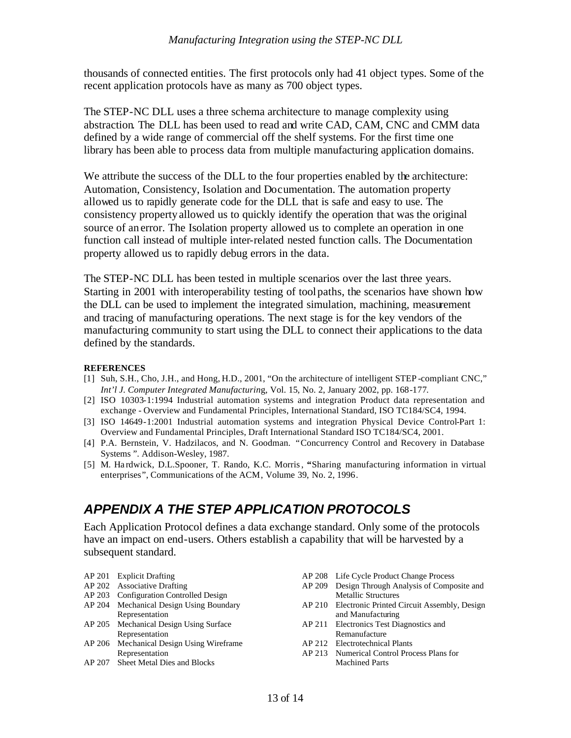thousands of connected entities. The first protocols only had 41 object types. Some of the recent application protocols have as many as 700 object types.

The STEP-NC DLL uses a three schema architecture to manage complexity using abstraction. The DLL has been used to read and write CAD, CAM, CNC and CMM data defined by a wide range of commercial off the shelf systems. For the first time one library has been able to process data from multiple manufacturing application domains.

We attribute the success of the DLL to the four properties enabled by the architecture: Automation, Consistency, Isolation and Documentation. The automation property allowed us to rapidly generate code for the DLL that is safe and easy to use. The consistency property allowed us to quickly identify the operation that was the original source of an error. The Isolation property allowed us to complete an operation in one function call instead of multiple inter-related nested function calls. The Documentation property allowed us to rapidly debug errors in the data.

The STEP-NC DLL has been tested in multiple scenarios over the last three years. Starting in 2001 with interoperability testing of toolpaths, the scenarios have shown how the DLL can be used to implement the integrated simulation, machining, measurement and tracing of manufacturing operations. The next stage is for the key vendors of the manufacturing community to start using the DLL to connect their applications to the data defined by the standards.

**REFERENCES**

[1] Suh, S.H., Cho, J.H., and Hong, H.D., 2001, "On the architecture of intelligent STEP-compliant CNC," *Int'l J. Computer Integrated Manufacturing*, Vol. 15, No. 2, January 2002, pp. 168-177.

[2] ISO 10303-1:1994 Industrial automation systems and integration Product data representation and exchange - Overview and Fundamental Principles, International Standard, ISO TC184/SC4, 1994.

[3] ISO 14649-1:2001 Industrial automation systems and integration Physical Device Control-Part 1: Overview and Fundamental Principles, Draft International Standard ISO TC184/SC4, 2001.

[4] P.A. Bernstein, V. Hadzilacos, and N. Goodman. "Concurrency Control and Recovery in Database Systems". Addison-Wesley, 1987.

[5] M. Hardwick, D.L.Spooner, T. Rando, K.C. Morris, "Sharing manufacturing information in virtual enterprises", Communications of the ACM, Volume 39, No. 2, 1996.

## APPENDIX A THE STEP APPLICATION PROTOCOLS

Each Application Protocol defines a data exchange standard. Only some of the protocols have an impact on end-users. Others establish a capability that will be harvested by a subsequent standard.

- AP 201 Explicit Drafting
- AP 202 Associative Drafting
- AP 203 Configuration Controlled Design
- AP 204 Mechanical Design Using Boundary Representation
- AP 205 Mechanical Design Using Surface Representation
- AP 206 Mechanical Design Using Wireframe Representation
- AP 207 Sheet Metal Dies and Blocks
- AP 208 Life Cycle Product Change Process
- AP 209 Design Through Analysis of Composite and Metallic Structures
- AP 210 Electronic Printed Circuit Assembly, Design and Manufacturing
- AP 211 Electronics Test Diagnostics and Remanufacture
- AP 212 Electrotechnical Plants
- AP 213 Numerical Control Process Plans for Machined Parts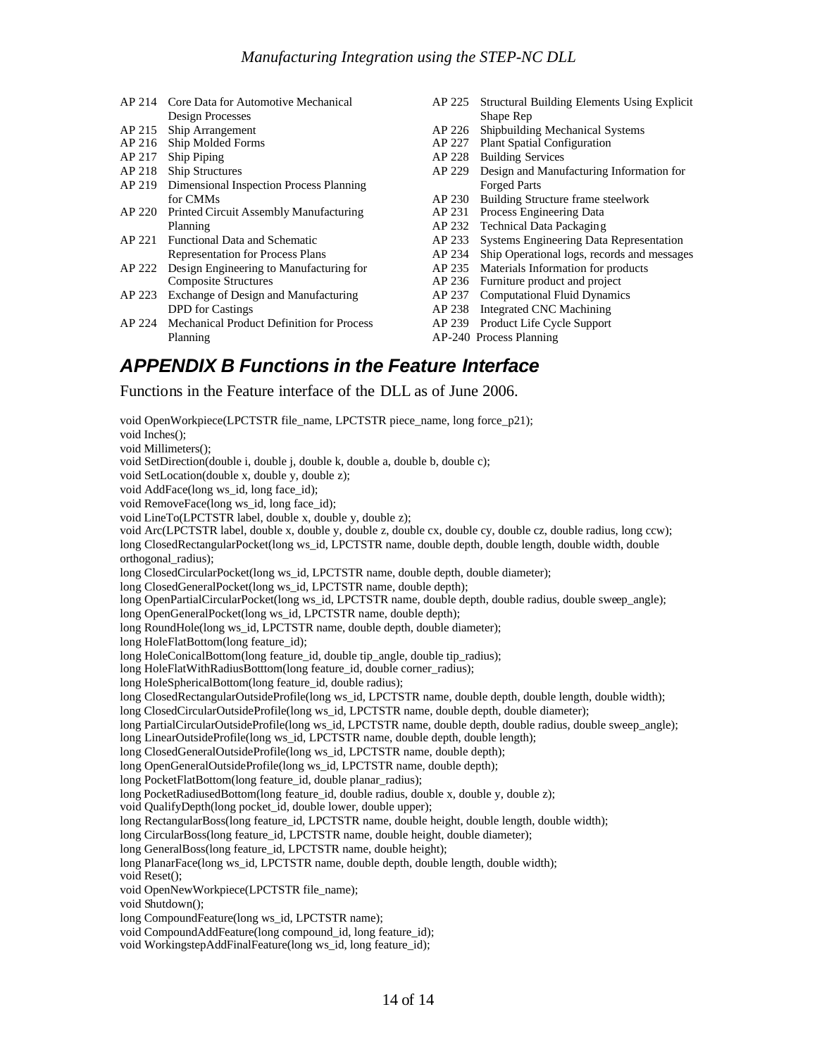- AP 214 Core Data for Automotive Mechanical Design Processes
- AP 215 Ship Arrangement
- AP 216 Ship Molded Forms
- AP 217 Ship Piping
- AP 218 Ship Structures
- AP 219 Dimensional Inspection Process Planning for CMMs
- AP 220 Printed Circuit Assembly Manufacturing Planning
- AP 221 Functional Data and Schematic Representation for Process Plans
- AP 222 Design Engineering to Manufacturing for Composite Structures
- AP 223 Exchange of Design and Manufacturing DPD for Castings
- AP 224 Mechanical Product Definition for Process Planning
- AP 225 Structural Building Elements Using Explicit Shape Rep
- AP 226 Shipbuilding Mechanical Systems
- AP 227 Plant Spatial Configuration
- AP 228 Building Services
- AP 229 Design and Manufacturing Information for Forged Parts
- AP 230 Building Structure frame steelwork
- AP 231 Process Engineering Data
- AP 232 Technical Data Packaging
- AP 233 Systems Engineering Data Representation
- AP 234 Ship Operational logs, records and messages
- AP 235 Materials Information for products
- AP 236 Furniture product and project
- AP 237 Computational Fluid Dynamics
- AP 238 Integrated CNC Machining
- AP 239 Product Life Cycle Support
- AP-240 Process Planning

## *APPENDIX B Functions in the Feature Interface*

Functions in the Feature interface of the DLL as of June 2006.

```
void OpenWorkpiece(LPCTSTR file_name, LPCTSTR piece_name, long force_p21);
void Inches();
void Millimeters();
void SetDirection(double i, double j, double k, double a, double b, double c);
void SetLocation(double x, double y, double z);
void AddFace(long ws_id, long face_id);
void RemoveFace(long ws_id, long face_id);
void LineTo(LPCTSTR label, double x, double y, double z);
void Arc(LPCTSTR label, double x, double y, double z, double cx, double cy, double cz, double radius, long ccw);
long ClosedRectangularPocket(long ws_id, LPCTSTR name, double depth, double length, double width, double orthogonal_radius);
long ClosedCircularPocket(long ws_id, LPCTSTR name, double depth, double diameter);
long ClosedGeneralPocket(long ws_id, LPCTSTR name, double depth);
long OpenPartialCircularPocket(long ws_id, LPCTSTR name, double depth, double radius, double sweep_angle);
long OpenGeneralPocket(long ws_id, LPCTSTR name, double depth);
long RoundHole(long ws_id, LPCTSTR name, double depth, double diameter);
long HoleFlatBottom(long feature_id);
long HoleConicalBottom(long feature_id, double tip_angle, double tip_radius);
long HoleFlatWithRadiusBotttom(long feature_id, double corner_radius);
long HoleSphericalBottom(long feature_id, double radius);
long ClosedRectangularOutsideProfile(long ws_id, LPCTSTR name, double depth, double length, double width);
long ClosedCircularOutsideProfile(long ws_id, LPCTSTR name, double depth, double diameter);
long PartialCircularOutsideProfile(long ws_id, LPCTSTR name, double depth, double radius, double sweep_angle);
long LinearOutsideProfile(long ws_id, LPCTSTR name, double depth, double length);
long ClosedGeneralOutsideProfile(long ws_id, LPCTSTR name, double depth);
long OpenGeneralOutsideProfile(long ws_id, LPCTSTR name, double depth);
long PocketFlatBottom(long feature_id, double planar_radius);
long PocketRadiusedBottom(long feature_id, double radius, double x, double y, double z);
void QualifyDepth(long pocket_id, double lower, double upper);
long RectangularBoss(long feature_id, LPCTSTR name, double height, double length, double width);
long CircularBoss(long feature_id, LPCTSTR name, double height, double diameter);
long GeneralBoss(long feature_id, LPCTSTR name, double height);
long PlanarFace(long ws_id, LPCTSTR name, double depth, double length, double width);
void Reset();
void OpenNewWorkpiece(LPCTSTR file_name);
void Shutdown();
long CompoundFeature(long ws_id, LPCTSTR name);
void CompoundAddFeature(long compound_id, long feature_id);
void WorkingstepAddFinalFeature(long ws_id, long feature_id);
```